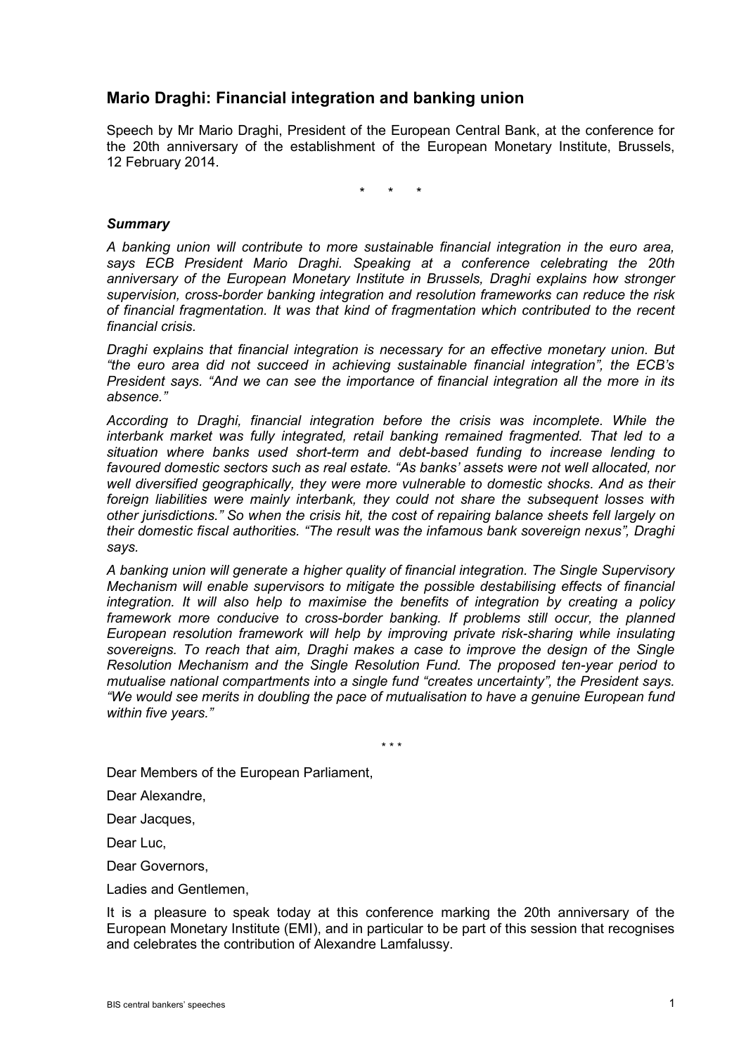## Mario Draghi: Financial integration and banking union

Speech by Mr Mario Draghi, President of the European Central Bank, at the conference for the 20th anniversary of the establishment of the European Monetary Institute, Brussels, 12 February 2014.

\*   \*   \*

### *Summary*

*A banking union will contribute to more sustainable financial integration in the euro area, says ECB President Mario Draghi. Speaking at a conference celebrating the 20th anniversary of the European Monetary Institute in Brussels, Draghi explains how stronger supervision, cross-border banking integration and resolution frameworks can reduce the risk of financial fragmentation. It was that kind of fragmentation which contributed to the recent financial crisis.*

*Draghi explains that financial integration is necessary for an effective monetary union. But "the euro area did not succeed in achieving sustainable financial integration", the ECB's President says. "And we can see the importance of financial integration all the more in its absence."*

*According to Draghi, financial integration before the crisis was incomplete. While the interbank market was fully integrated, retail banking remained fragmented. That led to a situation where banks used short-term and debt-based funding to increase lending to favoured domestic sectors such as real estate. "As banks' assets were not well allocated, nor well diversified geographically, they were more vulnerable to domestic shocks. And as their foreign liabilities were mainly interbank, they could not share the subsequent losses with other jurisdictions." So when the crisis hit, the cost of repairing balance sheets fell largely on their domestic fiscal authorities. "The result was the infamous bank sovereign nexus", Draghi says.*

*A banking union will generate a higher quality of financial integration. The Single Supervisory Mechanism will enable supervisors to mitigate the possible destabilising effects of financial integration. It will also help to maximise the benefits of integration by creating a policy framework more conducive to cross-border banking. If problems still occur, the planned European resolution framework will help by improving private risk-sharing while insulating sovereigns. To reach that aim, Draghi makes a case to improve the design of the Single Resolution Mechanism and the Single Resolution Fund. The proposed ten-year period to mutualise national compartments into a single fund "creates uncertainty", the President says. "We would see merits in doubling the pace of mutualisation to have a genuine European fund within five years."*

\* \* \*

Dear Members of the European Parliament,

Dear Alexandre,

Dear Jacques,

Dear Luc,

Dear Governors,

Ladies and Gentlemen,

It is a pleasure to speak today at this conference marking the 20th anniversary of the European Monetary Institute (EMI), and in particular to be part of this session that recognises and celebrates the contribution of Alexandre Lamfalussy.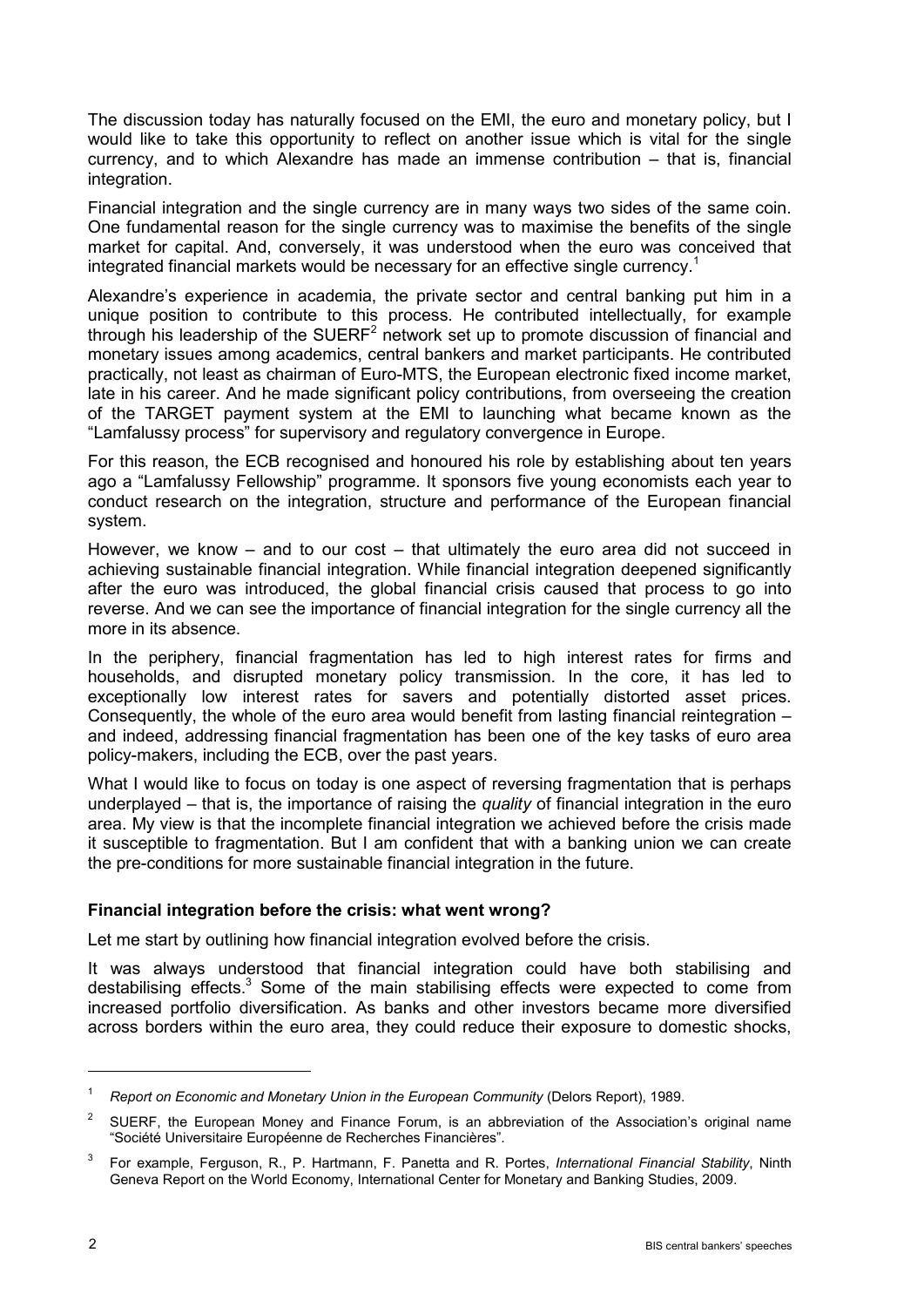The discussion today has naturally focused on the EMI, the euro and monetary policy, but I would like to take this opportunity to reflect on another issue which is vital for the single currency, and to which Alexandre has made an immense contribution – that is, financial integration.

Financial integration and the single currency are in many ways two sides of the same coin. One fundamental reason for the single currency was to maximise the benefits of the single market for capital. And, conversely, it was understood when the euro was conceived that integrated financial markets would be necessary for an effective single currency.[1]

Alexandre's experience in academia, the private sector and central banking put him in a unique position to contribute to this process. He contributed intellectually, for example through his leadership of the SUERF[2] network set up to promote discussion of financial and monetary issues among academics, central bankers and market participants. He contributed practically, not least as chairman of Euro-MTS, the European electronic fixed income market, late in his career. And he made significant policy contributions, from overseeing the creation of the TARGET payment system at the EMI to launching what became known as the "Lamfalussy process" for supervisory and regulatory convergence in Europe.

For this reason, the ECB recognised and honoured his role by establishing about ten years ago a "Lamfalussy Fellowship" programme. It sponsors five young economists each year to conduct research on the integration, structure and performance of the European financial system.

However, we know – and to our cost – that ultimately the euro area did not succeed in achieving sustainable financial integration. While financial integration deepened significantly after the euro was introduced, the global financial crisis caused that process to go into reverse. And we can see the importance of financial integration for the single currency all the more in its absence.

In the periphery, financial fragmentation has led to high interest rates for firms and households, and disrupted monetary policy transmission. In the core, it has led to exceptionally low interest rates for savers and potentially distorted asset prices. Consequently, the whole of the euro area would benefit from lasting financial reintegration – and indeed, addressing financial fragmentation has been one of the key tasks of euro area policy-makers, including the ECB, over the past years.

What I would like to focus on today is one aspect of reversing fragmentation that is perhaps underplayed – that is, the importance of raising the *quality* of financial integration in the euro area. My view is that the incomplete financial integration we achieved before the crisis made it susceptible to fragmentation. But I am confident that with a banking union we can create the pre-conditions for more sustainable financial integration in the future.

**Financial integration before the crisis: what went wrong?**

Let me start by outlining how financial integration evolved before the crisis.

It was always understood that financial integration could have both stabilising and destabilising effects.[3] Some of the main stabilising effects were expected to come from increased portfolio diversification. As banks and other investors became more diversified across borders within the euro area, they could reduce their exposure to domestic shocks,

---

[1] *Report on Economic and Monetary Union in the European Community* (Delors Report), 1989.

[2] SUERF, the European Money and Finance Forum, is an abbreviation of the Association's original name "Société Universitaire Européenne de Recherches Financières".

[3] For example, Ferguson, R., P. Hartmann, F. Panetta and R. Portes, *International Financial Stability*, Ninth Geneva Report on the World Economy, International Center for Monetary and Banking Studies, 2009.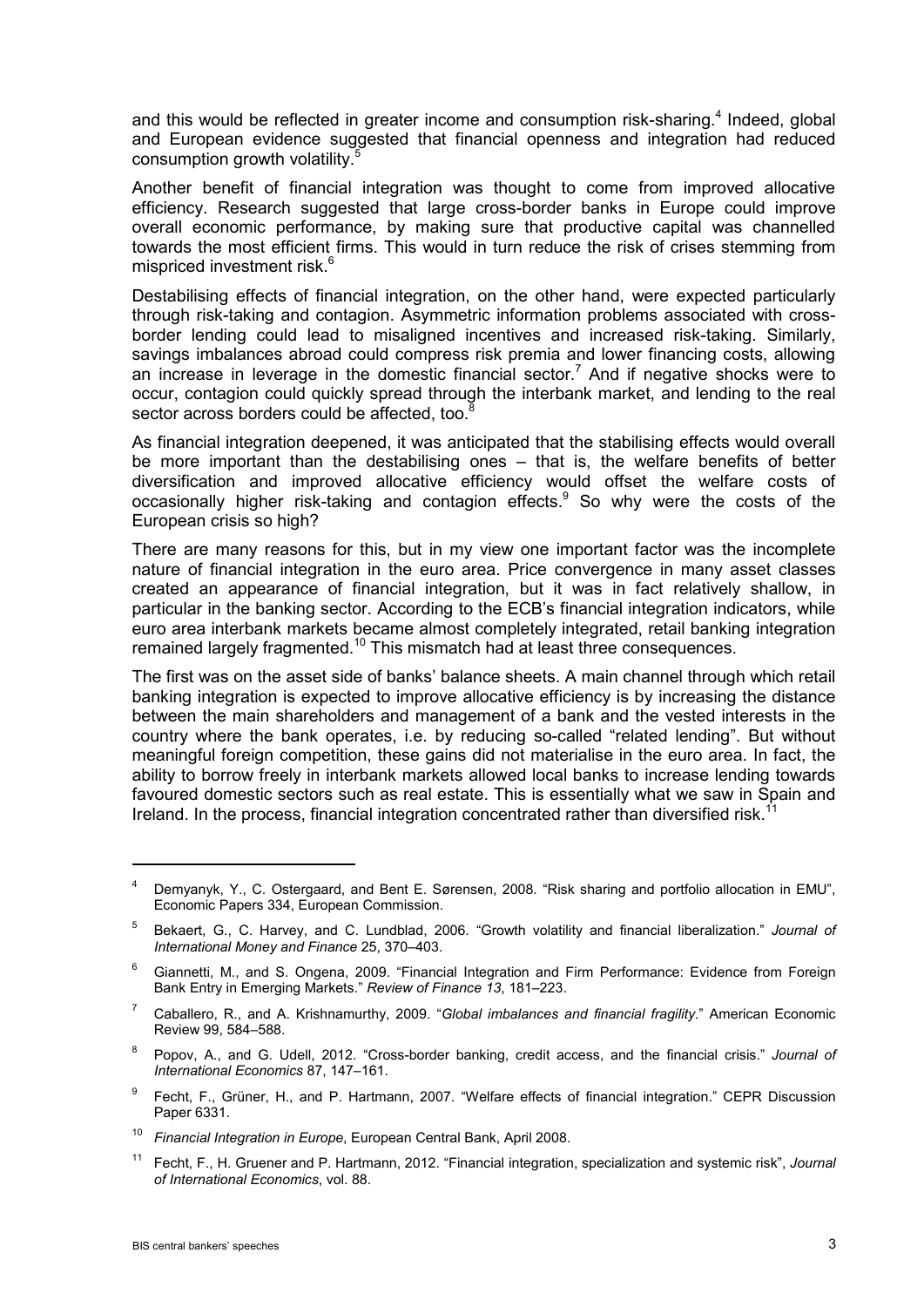and this would be reflected in greater income and consumption risk-sharing.[4] Indeed, global and European evidence suggested that financial openness and integration had reduced consumption growth volatility.[5]

Another benefit of financial integration was thought to come from improved allocative efficiency. Research suggested that large cross-border banks in Europe could improve overall economic performance, by making sure that productive capital was channelled towards the most efficient firms. This would in turn reduce the risk of crises stemming from mispriced investment risk.[6]

Destabilising effects of financial integration, on the other hand, were expected particularly through risk-taking and contagion. Asymmetric information problems associated with cross-border lending could lead to misaligned incentives and increased risk-taking. Similarly, savings imbalances abroad could compress risk premia and lower financing costs, allowing an increase in leverage in the domestic financial sector.[7] And if negative shocks were to occur, contagion could quickly spread through the interbank market, and lending to the real sector across borders could be affected, too.[8]

As financial integration deepened, it was anticipated that the stabilising effects would overall be more important than the destabilising ones – that is, the welfare benefits of better diversification and improved allocative efficiency would offset the welfare costs of occasionally higher risk-taking and contagion effects.[9] So why were the costs of the European crisis so high?

There are many reasons for this, but in my view one important factor was the incomplete nature of financial integration in the euro area. Price convergence in many asset classes created an appearance of financial integration, but it was in fact relatively shallow, in particular in the banking sector. According to the ECB's financial integration indicators, while euro area interbank markets became almost completely integrated, retail banking integration remained largely fragmented.[10] This mismatch had at least three consequences.

The first was on the asset side of banks' balance sheets. A main channel through which retail banking integration is expected to improve allocative efficiency is by increasing the distance between the main shareholders and management of a bank and the vested interests in the country where the bank operates, i.e. by reducing so-called "related lending". But without meaningful foreign competition, these gains did not materialise in the euro area. In fact, the ability to borrow freely in interbank markets allowed local banks to increase lending towards favoured domestic sectors such as real estate. This is essentially what we saw in Spain and Ireland. In the process, financial integration concentrated rather than diversified risk.[11]

---

[4] Demyanyk, Y., C. Ostergaard, and Bent E. Sørensen, 2008. "Risk sharing and portfolio allocation in EMU", Economic Papers 334, European Commission.

[5] Bekaert, G., C. Harvey, and C. Lundblad, 2006. "Growth volatility and financial liberalization." *Journal of International Money and Finance* 25, 370–403.

[6] Giannetti, M., and S. Ongena, 2009. "Financial Integration and Firm Performance: Evidence from Foreign Bank Entry in Emerging Markets." *Review of Finance 13*, 181–223.

[7] Caballero, R., and A. Krishnamurthy, 2009. "*Global imbalances and financial fragility*." American Economic Review 99, 584–588.

[8] Popov, A., and G. Udell, 2012. "Cross-border banking, credit access, and the financial crisis." *Journal of International Economics* 87, 147–161.

[9] Fecht, F., Grüner, H., and P. Hartmann, 2007. "Welfare effects of financial integration." CEPR Discussion Paper 6331.

[10] *Financial Integration in Europe*, European Central Bank, April 2008.

[11] Fecht, F., H. Gruener and P. Hartmann, 2012. "Financial integration, specialization and systemic risk", *Journal of International Economics*, vol. 88.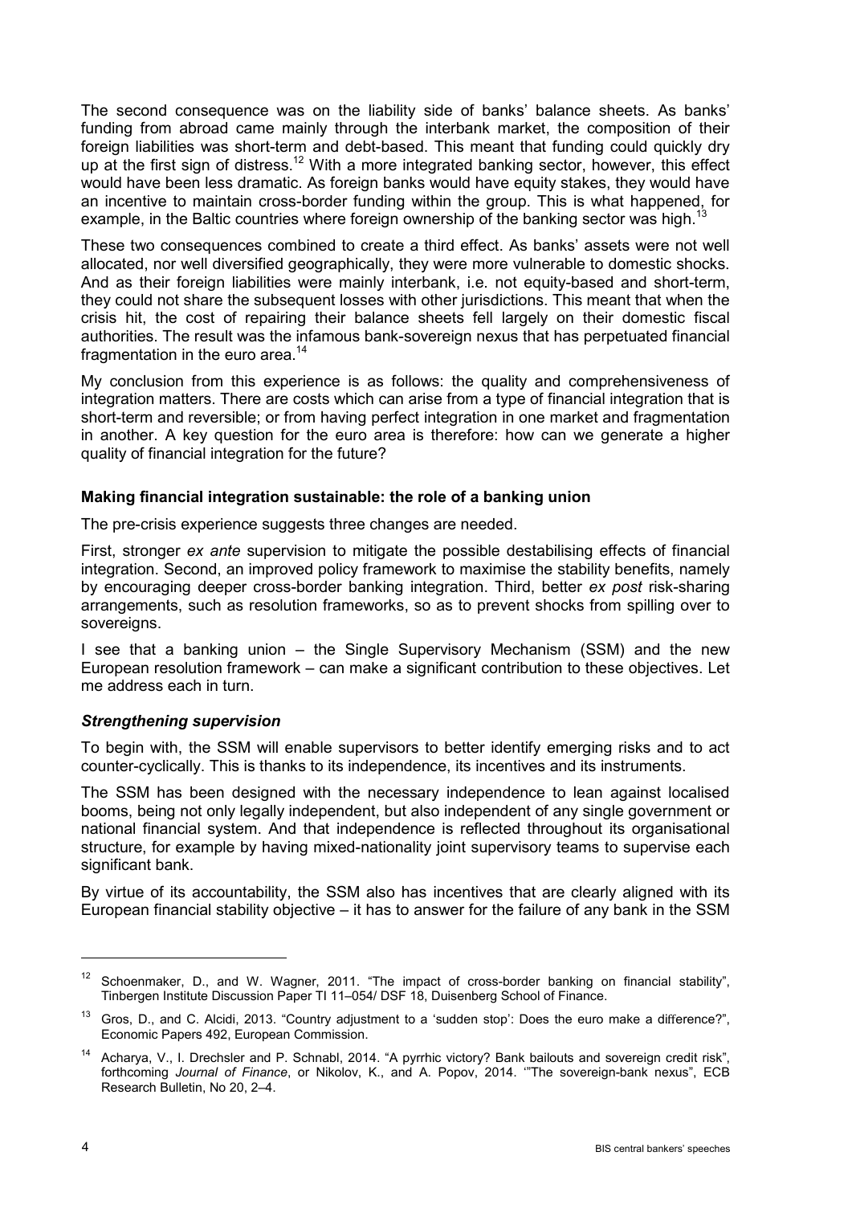The second consequence was on the liability side of banks' balance sheets. As banks' funding from abroad came mainly through the interbank market, the composition of their foreign liabilities was short-term and debt-based. This meant that funding could quickly dry up at the first sign of distress.[12] With a more integrated banking sector, however, this effect would have been less dramatic. As foreign banks would have equity stakes, they would have an incentive to maintain cross-border funding within the group. This is what happened, for example, in the Baltic countries where foreign ownership of the banking sector was high.[13]

These two consequences combined to create a third effect. As banks' assets were not well allocated, nor well diversified geographically, they were more vulnerable to domestic shocks. And as their foreign liabilities were mainly interbank, i.e. not equity-based and short-term, they could not share the subsequent losses with other jurisdictions. This meant that when the crisis hit, the cost of repairing their balance sheets fell largely on their domestic fiscal authorities. The result was the infamous bank-sovereign nexus that has perpetuated financial fragmentation in the euro area.[14]

My conclusion from this experience is as follows: the quality and comprehensiveness of integration matters. There are costs which can arise from a type of financial integration that is short-term and reversible; or from having perfect integration in one market and fragmentation in another. A key question for the euro area is therefore: how can we generate a higher quality of financial integration for the future?

**Making financial integration sustainable: the role of a banking union**

The pre-crisis experience suggests three changes are needed.

First, stronger *ex ante* supervision to mitigate the possible destabilising effects of financial integration. Second, an improved policy framework to maximise the stability benefits, namely by encouraging deeper cross-border banking integration. Third, better *ex post* risk-sharing arrangements, such as resolution frameworks, so as to prevent shocks from spilling over to sovereigns.

I see that a banking union – the Single Supervisory Mechanism (SSM) and the new European resolution framework – can make a significant contribution to these objectives. Let me address each in turn.

***Strengthening supervision***

To begin with, the SSM will enable supervisors to better identify emerging risks and to act counter-cyclically. This is thanks to its independence, its incentives and its instruments.

The SSM has been designed with the necessary independence to lean against localised booms, being not only legally independent, but also independent of any single government or national financial system. And that independence is reflected throughout its organisational structure, for example by having mixed-nationality joint supervisory teams to supervise each significant bank.

By virtue of its accountability, the SSM also has incentives that are clearly aligned with its European financial stability objective – it has to answer for the failure of any bank in the SSM

---

[12] Schoenmaker, D., and W. Wagner, 2011. "The impact of cross-border banking on financial stability", Tinbergen Institute Discussion Paper TI 11–054/ DSF 18, Duisenberg School of Finance.

[13] Gros, D., and C. Alcidi, 2013. "Country adjustment to a 'sudden stop': Does the euro make a difference?", Economic Papers 492, European Commission.

[14] Acharya, V., I. Drechsler and P. Schnabl, 2014. "A pyrrhic victory? Bank bailouts and sovereign credit risk", forthcoming *Journal of Finance*, or Nikolov, K., and A. Popov, 2014. '"The sovereign-bank nexus", ECB Research Bulletin, No 20, 2–4.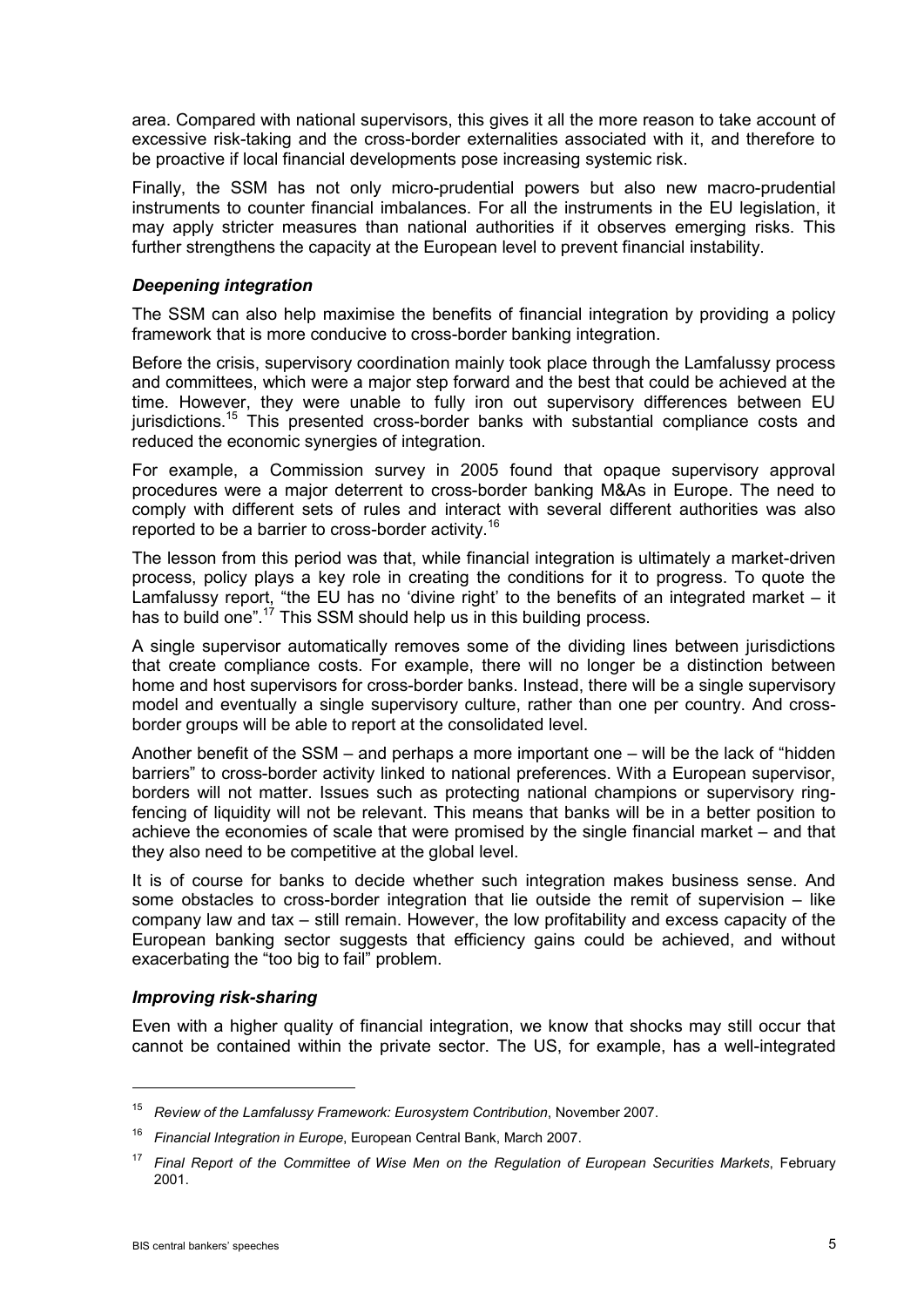area. Compared with national supervisors, this gives it all the more reason to take account of excessive risk-taking and the cross-border externalities associated with it, and therefore to be proactive if local financial developments pose increasing systemic risk.

Finally, the SSM has not only micro-prudential powers but also new macro-prudential instruments to counter financial imbalances. For all the instruments in the EU legislation, it may apply stricter measures than national authorities if it observes emerging risks. This further strengthens the capacity at the European level to prevent financial instability.

### *Deepening integration*

The SSM can also help maximise the benefits of financial integration by providing a policy framework that is more conducive to cross-border banking integration.

Before the crisis, supervisory coordination mainly took place through the Lamfalussy process and committees, which were a major step forward and the best that could be achieved at the time. However, they were unable to fully iron out supervisory differences between EU jurisdictions.[15] This presented cross-border banks with substantial compliance costs and reduced the economic synergies of integration.

For example, a Commission survey in 2005 found that opaque supervisory approval procedures were a major deterrent to cross-border banking M&As in Europe. The need to comply with different sets of rules and interact with several different authorities was also reported to be a barrier to cross-border activity.[16]

The lesson from this period was that, while financial integration is ultimately a market-driven process, policy plays a key role in creating the conditions for it to progress. To quote the Lamfalussy report, "the EU has no 'divine right' to the benefits of an integrated market – it has to build one".[17] This SSM should help us in this building process.

A single supervisor automatically removes some of the dividing lines between jurisdictions that create compliance costs. For example, there will no longer be a distinction between home and host supervisors for cross-border banks. Instead, there will be a single supervisory model and eventually a single supervisory culture, rather than one per country. And cross-border groups will be able to report at the consolidated level.

Another benefit of the SSM – and perhaps a more important one – will be the lack of "hidden barriers" to cross-border activity linked to national preferences. With a European supervisor, borders will not matter. Issues such as protecting national champions or supervisory ring-fencing of liquidity will not be relevant. This means that banks will be in a better position to achieve the economies of scale that were promised by the single financial market – and that they also need to be competitive at the global level.

It is of course for banks to decide whether such integration makes business sense. And some obstacles to cross-border integration that lie outside the remit of supervision – like company law and tax – still remain. However, the low profitability and excess capacity of the European banking sector suggests that efficiency gains could be achieved, and without exacerbating the "too big to fail" problem.

### *Improving risk-sharing*

Even with a higher quality of financial integration, we know that shocks may still occur that cannot be contained within the private sector. The US, for example, has a well-integrated

---

[15] *Review of the Lamfalussy Framework: Eurosystem Contribution*, November 2007.

[16] *Financial Integration in Europe*, European Central Bank, March 2007.

[17] *Final Report of the Committee of Wise Men on the Regulation of European Securities Markets*, February 2001.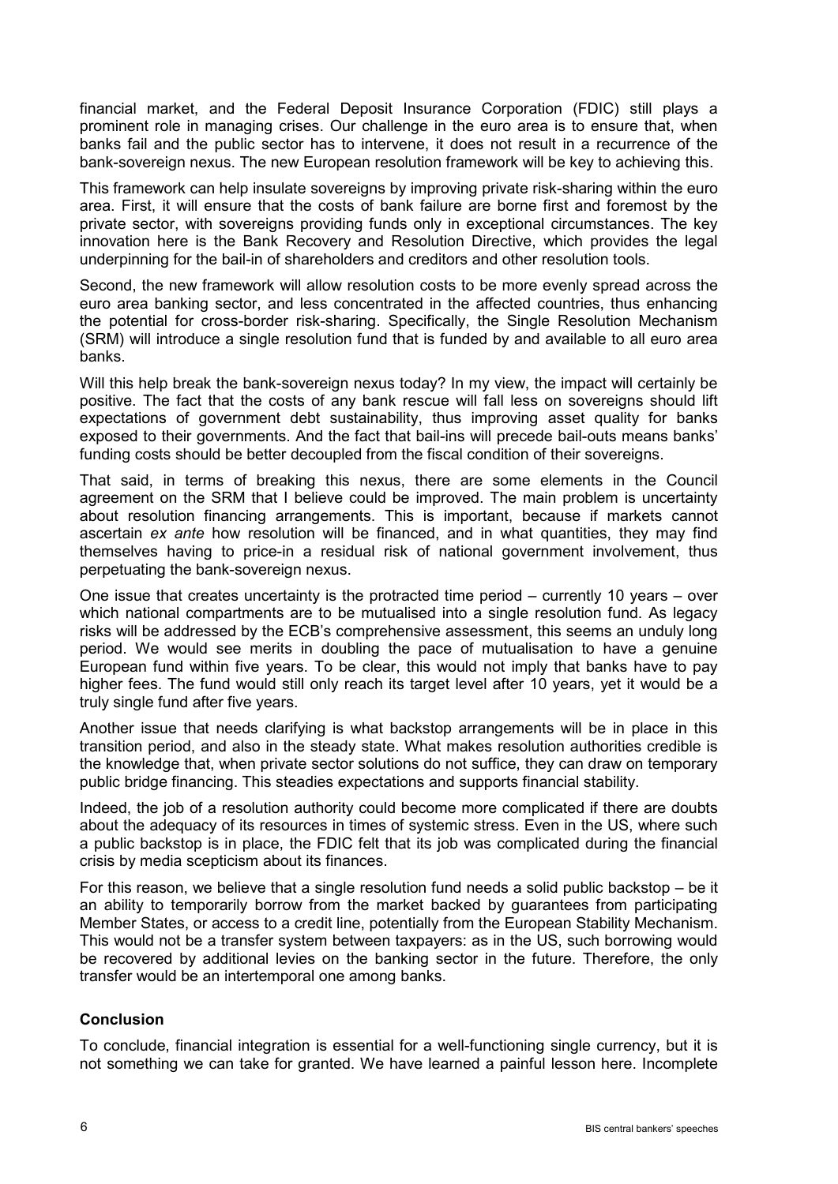financial market, and the Federal Deposit Insurance Corporation (FDIC) still plays a prominent role in managing crises. Our challenge in the euro area is to ensure that, when banks fail and the public sector has to intervene, it does not result in a recurrence of the bank-sovereign nexus. The new European resolution framework will be key to achieving this.

This framework can help insulate sovereigns by improving private risk-sharing within the euro area. First, it will ensure that the costs of bank failure are borne first and foremost by the private sector, with sovereigns providing funds only in exceptional circumstances. The key innovation here is the Bank Recovery and Resolution Directive, which provides the legal underpinning for the bail-in of shareholders and creditors and other resolution tools.

Second, the new framework will allow resolution costs to be more evenly spread across the euro area banking sector, and less concentrated in the affected countries, thus enhancing the potential for cross-border risk-sharing. Specifically, the Single Resolution Mechanism (SRM) will introduce a single resolution fund that is funded by and available to all euro area banks.

Will this help break the bank-sovereign nexus today? In my view, the impact will certainly be positive. The fact that the costs of any bank rescue will fall less on sovereigns should lift expectations of government debt sustainability, thus improving asset quality for banks exposed to their governments. And the fact that bail-ins will precede bail-outs means banks' funding costs should be better decoupled from the fiscal condition of their sovereigns.

That said, in terms of breaking this nexus, there are some elements in the Council agreement on the SRM that I believe could be improved. The main problem is uncertainty about resolution financing arrangements. This is important, because if markets cannot ascertain *ex ante* how resolution will be financed, and in what quantities, they may find themselves having to price-in a residual risk of national government involvement, thus perpetuating the bank-sovereign nexus.

One issue that creates uncertainty is the protracted time period – currently 10 years – over which national compartments are to be mutualised into a single resolution fund. As legacy risks will be addressed by the ECB's comprehensive assessment, this seems an unduly long period. We would see merits in doubling the pace of mutualisation to have a genuine European fund within five years. To be clear, this would not imply that banks have to pay higher fees. The fund would still only reach its target level after 10 years, yet it would be a truly single fund after five years.

Another issue that needs clarifying is what backstop arrangements will be in place in this transition period, and also in the steady state. What makes resolution authorities credible is the knowledge that, when private sector solutions do not suffice, they can draw on temporary public bridge financing. This steadies expectations and supports financial stability.

Indeed, the job of a resolution authority could become more complicated if there are doubts about the adequacy of its resources in times of systemic stress. Even in the US, where such a public backstop is in place, the FDIC felt that its job was complicated during the financial crisis by media scepticism about its finances.

For this reason, we believe that a single resolution fund needs a solid public backstop – be it an ability to temporarily borrow from the market backed by guarantees from participating Member States, or access to a credit line, potentially from the European Stability Mechanism. This would not be a transfer system between taxpayers: as in the US, such borrowing would be recovered by additional levies on the banking sector in the future. Therefore, the only transfer would be an intertemporal one among banks.

## Conclusion

To conclude, financial integration is essential for a well-functioning single currency, but it is not something we can take for granted. We have learned a painful lesson here. Incomplete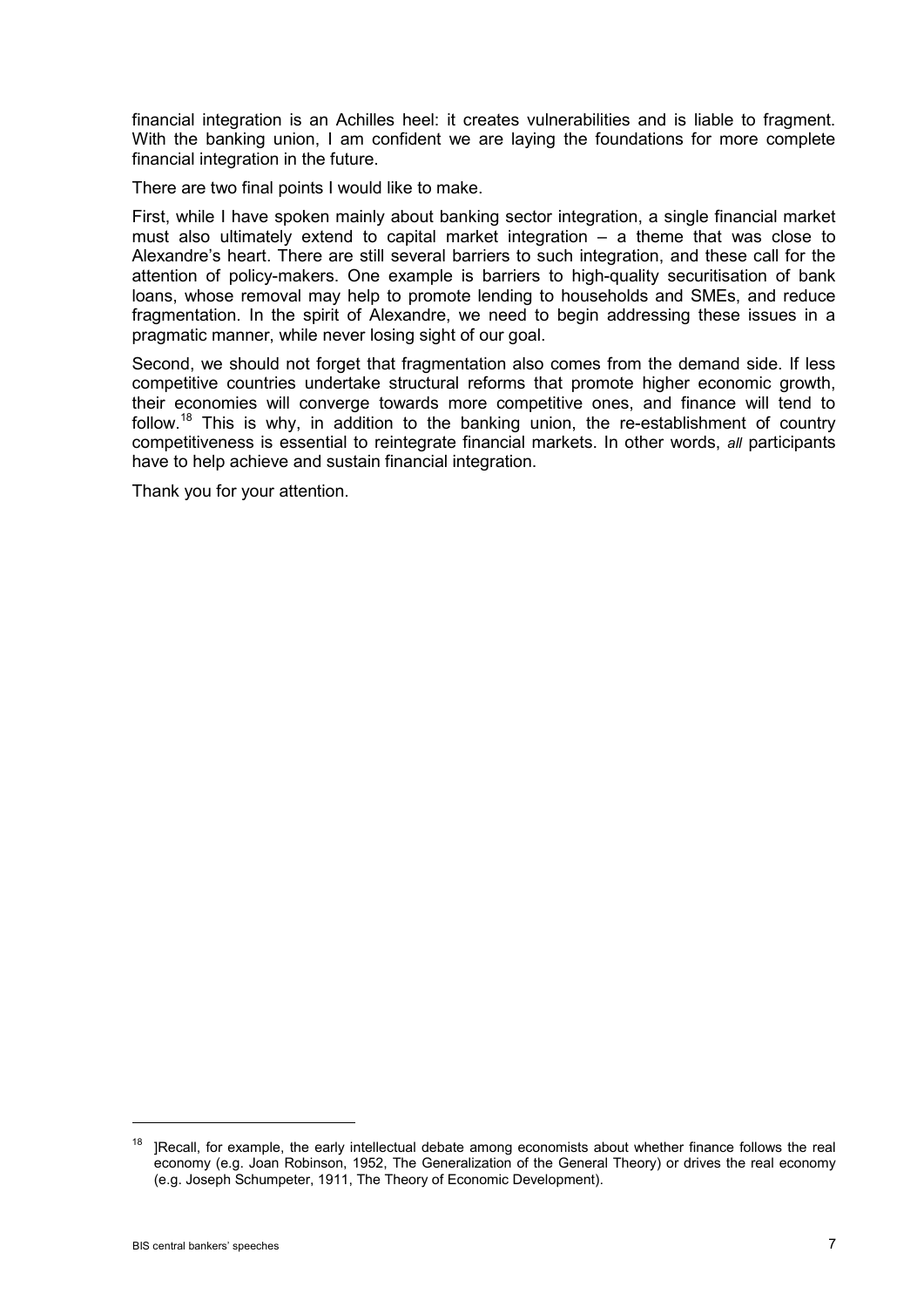financial integration is an Achilles heel: it creates vulnerabilities and is liable to fragment. With the banking union, I am confident we are laying the foundations for more complete financial integration in the future.

There are two final points I would like to make.

First, while I have spoken mainly about banking sector integration, a single financial market must also ultimately extend to capital market integration – a theme that was close to Alexandre's heart. There are still several barriers to such integration, and these call for the attention of policy-makers. One example is barriers to high-quality securitisation of bank loans, whose removal may help to promote lending to households and SMEs, and reduce fragmentation. In the spirit of Alexandre, we need to begin addressing these issues in a pragmatic manner, while never losing sight of our goal.

Second, we should not forget that fragmentation also comes from the demand side. If less competitive countries undertake structural reforms that promote higher economic growth, their economies will converge towards more competitive ones, and finance will tend to follow.[18] This is why, in addition to the banking union, the re-establishment of country competitiveness is essential to reintegrate financial markets. In other words, *all* participants have to help achieve and sustain financial integration.

Thank you for your attention.

---

[18] ]Recall, for example, the early intellectual debate among economists about whether finance follows the real economy (e.g. Joan Robinson, 1952, The Generalization of the General Theory) or drives the real economy (e.g. Joseph Schumpeter, 1911, The Theory of Economic Development).